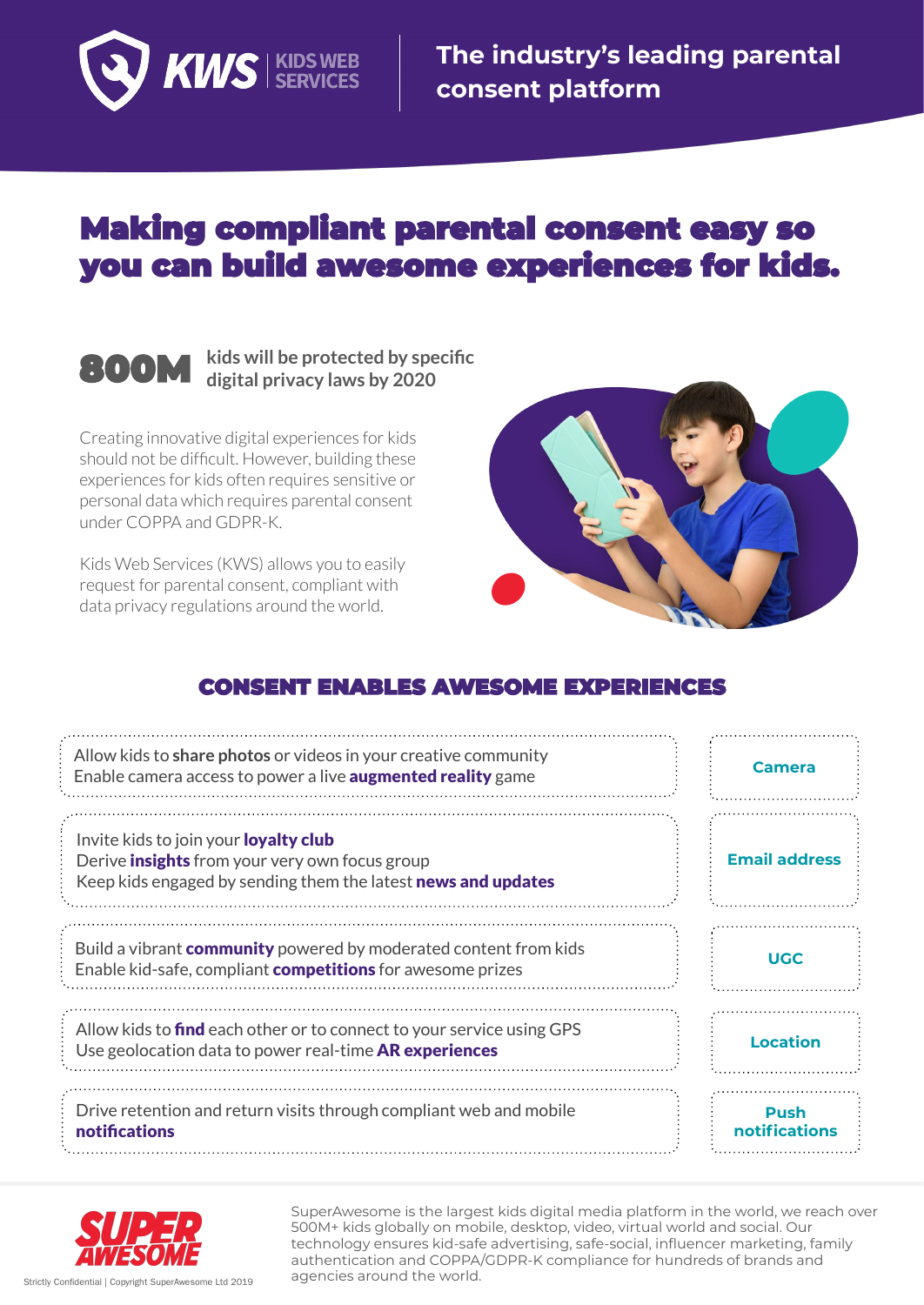**KWS** KIDS WEB SERVICES

**The industry's leading parental consent platform**

# Making compliant parental consent easy so you can build awesome experiences for kids.

**800M** kids will be protected by specific digital privacy laws by 2020

Creating innovative digital experiences for kids should not be difficult. However, building these experiences for kids often requires sensitive or personal data which requires parental consent under COPPA and GDPR-K.

Kids Web Services (KWS) allows you to easily request for parental consent, compliant with data privacy regulations around the world.

## CONSENT ENABLES AWESOME EXPERIENCES

| Experience | Data |
| --- | --- |
| Allow kids to **share photos** or videos in your creative community<br>Enable camera access to power a live **augmented reality** game | **Camera** |
| Invite kids to join your **loyalty club**<br>Derive **insights** from your very own focus group<br>Keep kids engaged by sending them the latest **news and updates** | **Email address** |
| Build a vibrant **community** powered by moderated content from kids<br>Enable kid-safe, compliant **competitions** for awesome prizes | **UGC** |
| Allow kids to **find** each other or to connect to your service using GPS<br>Use geolocation data to power real-time **AR experiences** | **Location** |
| Drive retention and return visits through compliant web and mobile **notifications** | **Push notifications** |

**SUPER AWESOME**

SuperAwesome is the largest kids digital media platform in the world, we reach over 500M+ kids globally on mobile, desktop, video, virtual world and social. Our technology ensures kid-safe advertising, safe-social, influencer marketing, family authentication and COPPA/GDPR-K compliance for hundreds of brands and agencies around the world.

Strictly Confidential | Copyright SuperAwesome Ltd 2019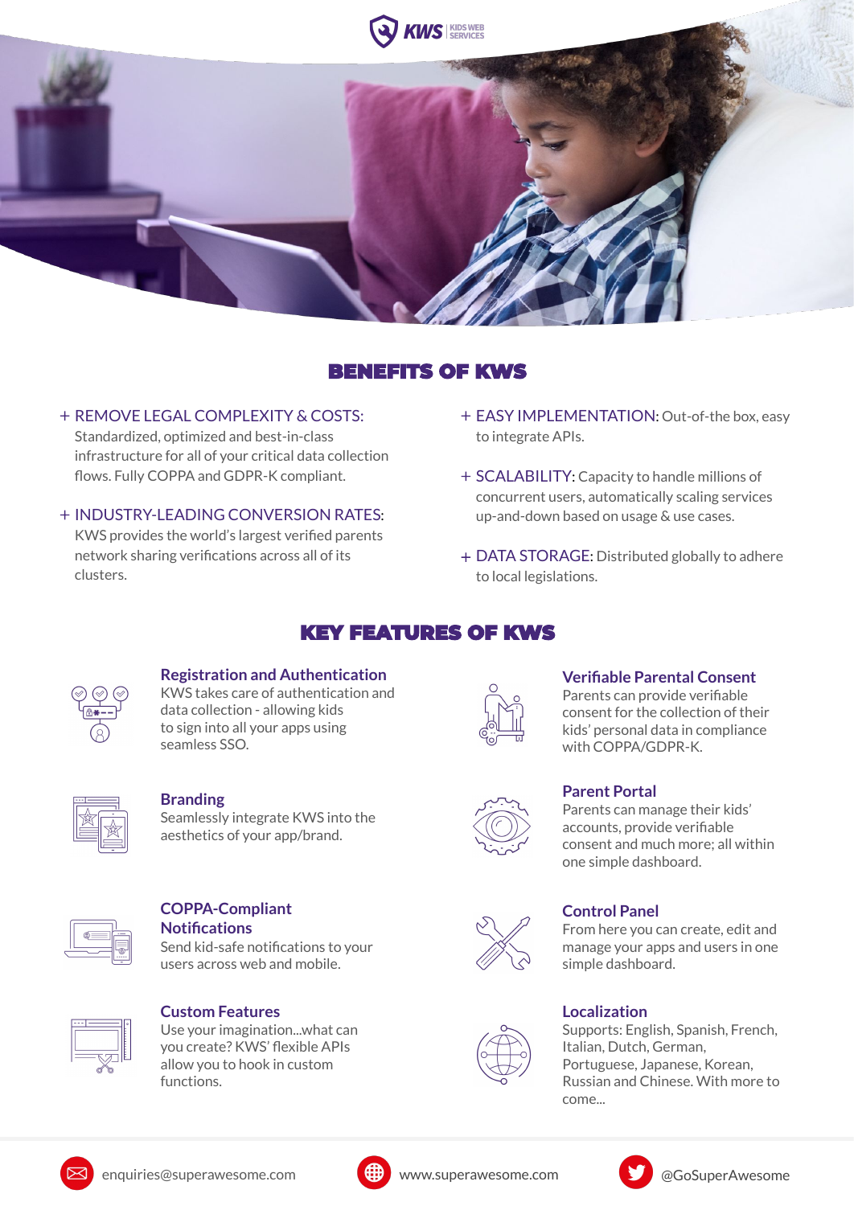KWS | KIDS WEB SERVICES

## BENEFITS OF KWS

+ REMOVE LEGAL COMPLEXITY & COSTS: Standardized, optimized and best-in-class infrastructure for all of your critical data collection flows. Fully COPPA and GDPR-K compliant.

+ INDUSTRY-LEADING CONVERSION RATES: KWS provides the world's largest verified parents network sharing verifications across all of its clusters.

+ EASY IMPLEMENTATION: Out-of-the box, easy to integrate APIs.

+ SCALABILITY: Capacity to handle millions of concurrent users, automatically scaling services up-and-down based on usage & use cases.

+ DATA STORAGE: Distributed globally to adhere to local legislations.

## KEY FEATURES OF KWS

### Registration and Authentication

KWS takes care of authentication and data collection - allowing kids to sign into all your apps using seamless SSO.

### Branding

Seamlessly integrate KWS into the aesthetics of your app/brand.

### COPPA-Compliant Notifications

Send kid-safe notifications to your users across web and mobile.

### Custom Features

Use your imagination...what can you create? KWS' flexible APIs allow you to hook in custom functions.

### Verifiable Parental Consent

Parents can provide verifiable consent for the collection of their kids' personal data in compliance with COPPA/GDPR-K.

### Parent Portal

Parents can manage their kids' accounts, provide verifiable consent and much more; all within one simple dashboard.

### Control Panel

From here you can create, edit and manage your apps and users in one simple dashboard.

### Localization

Supports: English, Spanish, French, Italian, Dutch, German, Portuguese, Japanese, Korean, Russian and Chinese. With more to come...

enquiries@superawesome.com

www.superawesome.com

@GoSuperAwesome